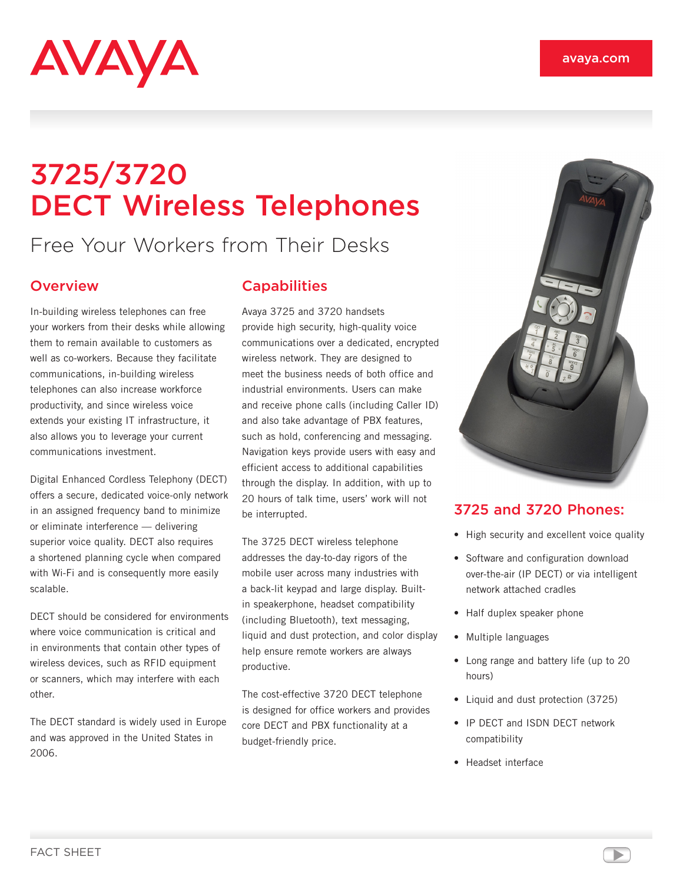AVAYA

avaya.com

# 3725/3720 DECT Wireless Telephones

Free Your Workers from Their Desks

## Overview

In-building wireless telephones can free your workers from their desks while allowing them to remain available to customers as well as co-workers. Because they facilitate communications, in-building wireless telephones can also increase workforce productivity, and since wireless voice extends your existing IT infrastructure, it also allows you to leverage your current communications investment.

Digital Enhanced Cordless Telephony (DECT) offers a secure, dedicated voice-only network in an assigned frequency band to minimize or eliminate interference — delivering superior voice quality. DECT also requires a shortened planning cycle when compared with Wi-Fi and is consequently more easily scalable.

DECT should be considered for environments where voice communication is critical and in environments that contain other types of wireless devices, such as RFID equipment or scanners, which may interfere with each other.

The DECT standard is widely used in Europe and was approved in the United States in 2006.

## Capabilities

Avaya 3725 and 3720 handsets provide high security, high-quality voice communications over a dedicated, encrypted wireless network. They are designed to meet the business needs of both office and industrial environments. Users can make and receive phone calls (including Caller ID) and also take advantage of PBX features, such as hold, conferencing and messaging. Navigation keys provide users with easy and efficient access to additional capabilities through the display. In addition, with up to 20 hours of talk time, users' work will not be interrupted.

The 3725 DECT wireless telephone addresses the day-to-day rigors of the mobile user across many industries with a back-lit keypad and large display. Built-in speakerphone, headset compatibility (including Bluetooth), text messaging, liquid and dust protection, and color display help ensure remote workers are always productive.

The cost-effective 3720 DECT telephone is designed for office workers and provides core DECT and PBX functionality at a budget-friendly price.

## 3725 and 3720 Phones:

- High security and excellent voice quality
- Software and configuration download over-the-air (IP DECT) or via intelligent network attached cradles
- Half duplex speaker phone
- Multiple languages
- Long range and battery life (up to 20 hours)
- Liquid and dust protection (3725)
- IP DECT and ISDN DECT network compatibility
- Headset interface

FACT SHEET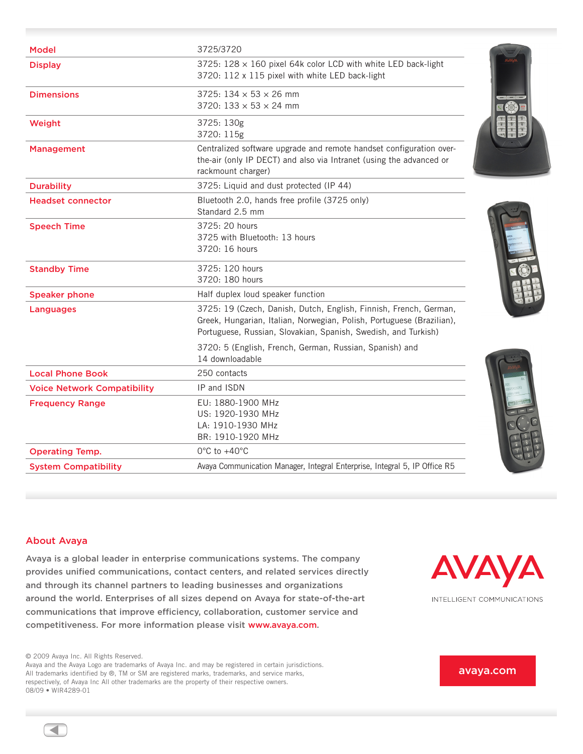| | |
|---|---|
| **Model** | 3725/3720 |
| **Display** | 3725: 128 × 160 pixel 64k color LCD with white LED back-light<br>3720: 112 x 115 pixel with white LED back-light |
| **Dimensions** | 3725: 134 × 53 × 26 mm<br>3720: 133 × 53 × 24 mm |
| **Weight** | 3725: 130g<br>3720: 115g |
| **Management** | Centralized software upgrade and remote handset configuration over-the-air (only IP DECT) and also via Intranet (using the advanced or rackmount charger) |
| **Durability** | 3725: Liquid and dust protected (IP 44) |
| **Headset connector** | Bluetooth 2.0, hands free profile (3725 only)<br>Standard 2.5 mm |
| **Speech Time** | 3725: 20 hours<br>3725 with Bluetooth: 13 hours<br>3720: 16 hours |
| **Standby Time** | 3725: 120 hours<br>3720: 180 hours |
| **Speaker phone** | Half duplex loud speaker function |
| **Languages** | 3725: 19 (Czech, Danish, Dutch, English, Finnish, French, German, Greek, Hungarian, Italian, Norwegian, Polish, Portuguese (Brazilian), Portuguese, Russian, Slovakian, Spanish, Swedish, and Turkish)<br>3720: 5 (English, French, German, Russian, Spanish) and 14 downloadable |
| **Local Phone Book** | 250 contacts |
| **Voice Network Compatibility** | IP and ISDN |
| **Frequency Range** | EU: 1880-1900 MHz<br>US: 1920-1930 MHz<br>LA: 1910-1930 MHz<br>BR: 1910-1920 MHz |
| **Operating Temp.** | 0°C to +40°C |
| **System Compatibility** | Avaya Communication Manager, Integral Enterprise, Integral 5, IP Office R5 |

## About Avaya

Avaya is a global leader in enterprise communications systems. The company provides unified communications, contact centers, and related services directly and through its channel partners to leading businesses and organizations around the world. Enterprises of all sizes depend on Avaya for state-of-the-art communications that improve efficiency, collaboration, customer service and competitiveness. For more information please visit www.avaya.com.

AVAYA
INTELLIGENT COMMUNICATIONS

© 2009 Avaya Inc. All Rights Reserved.
Avaya and the Avaya Logo are trademarks of Avaya Inc. and may be registered in certain jurisdictions.
All trademarks identified by ®, TM or SM are registered marks, trademarks, and service marks, respectively, of Avaya Inc All other trademarks are the property of their respective owners.
08/09 • WIR4289-01

avaya.com